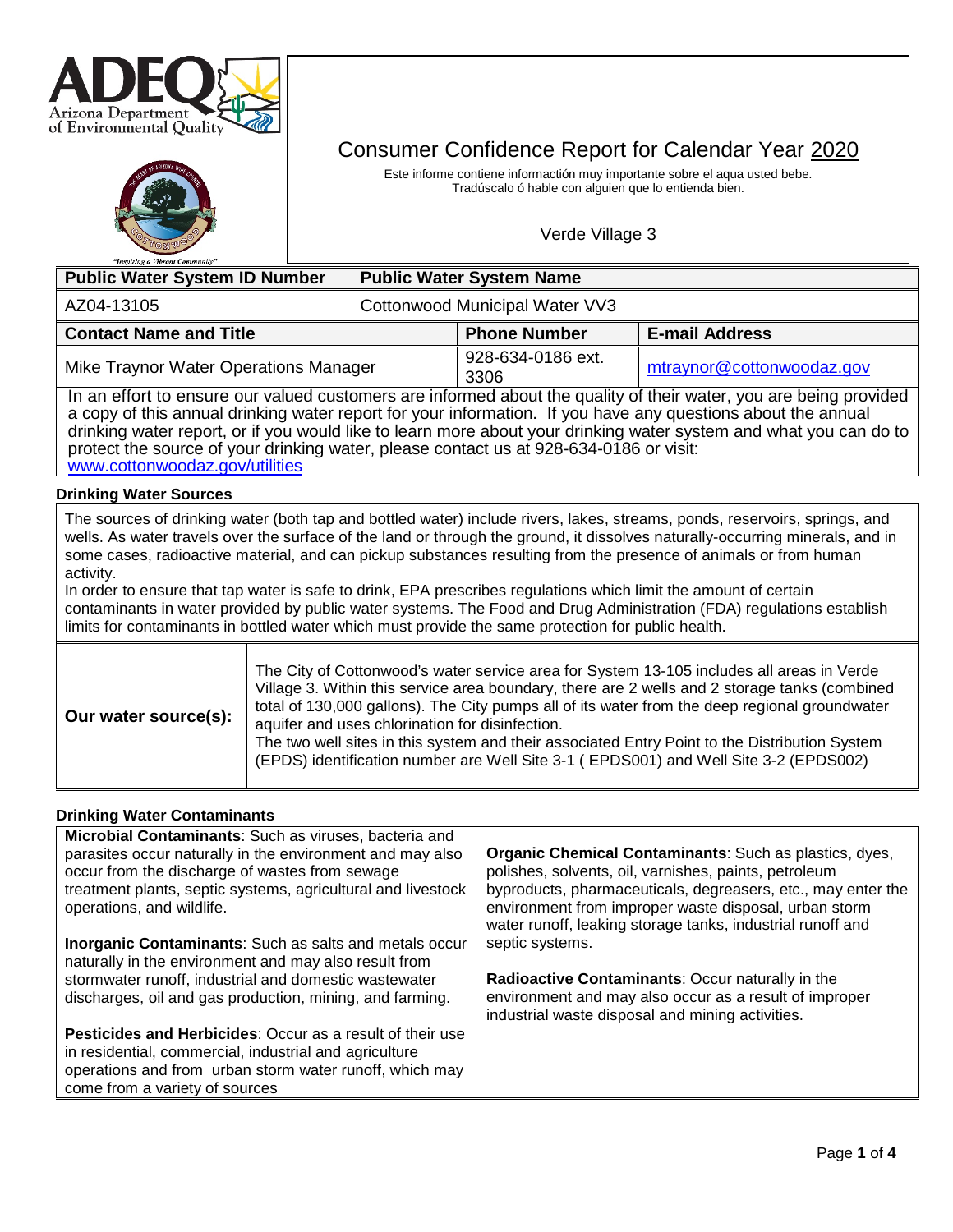# Consumer Confidence Report for Calendar Year 2020

Este informe contiene información muy importante sobre el aqua usted bebe. Tradúscalo ó hable con alguien que lo entienda bien.

Verde Village 3

| Public Water System ID Number | Public Water System Name |
|---|---|
| AZ04-13105 | Cottonwood Municipal Water VV3 |

| Contact Name and Title | Phone Number | E-mail Address |
|---|---|---|
| Mike Traynor Water Operations Manager | 928-634-0186 ext. 3306 | mtraynor@cottonwoodaz.gov |

In an effort to ensure our valued customers are informed about the quality of their water, you are being provided a copy of this annual drinking water report for your information. If you have any questions about the annual drinking water report, or if you would like to learn more about your drinking water system and what you can do to protect the source of your drinking water, please contact us at 928-634-0186 or visit: www.cottonwoodaz.gov/utilities

## Drinking Water Sources

The sources of drinking water (both tap and bottled water) include rivers, lakes, streams, ponds, reservoirs, springs, and wells. As water travels over the surface of the land or through the ground, it dissolves naturally-occurring minerals, and in some cases, radioactive material, and can pickup substances resulting from the presence of animals or from human activity.

In order to ensure that tap water is safe to drink, EPA prescribes regulations which limit the amount of certain contaminants in water provided by public water systems. The Food and Drug Administration (FDA) regulations establish limits for contaminants in bottled water which must provide the same protection for public health.

| | |
|---|---|
| **Our water source(s):** | The City of Cottonwood's water service area for System 13-105 includes all areas in Verde Village 3. Within this service area boundary, there are 2 wells and 2 storage tanks (combined total of 130,000 gallons). The City pumps all of its water from the deep regional groundwater aquifer and uses chlorination for disinfection.<br>The two well sites in this system and their associated Entry Point to the Distribution System (EPDS) identification number are Well Site 3-1 ( EPDS001) and Well Site 3-2 (EPDS002) |

## Drinking Water Contaminants

**Microbial Contaminants**: Such as viruses, bacteria and parasites occur naturally in the environment and may also occur from the discharge of wastes from sewage treatment plants, septic systems, agricultural and livestock operations, and wildlife.

**Inorganic Contaminants**: Such as salts and metals occur naturally in the environment and may also result from stormwater runoff, industrial and domestic wastewater discharges, oil and gas production, mining, and farming.

**Pesticides and Herbicides**: Occur as a result of their use in residential, commercial, industrial and agriculture operations and from urban storm water runoff, which may come from a variety of sources

**Organic Chemical Contaminants**: Such as plastics, dyes, polishes, solvents, oil, varnishes, paints, petroleum byproducts, pharmaceuticals, degreasers, etc., may enter the environment from improper waste disposal, urban storm water runoff, leaking storage tanks, industrial runoff and septic systems.

**Radioactive Contaminants**: Occur naturally in the environment and may also occur as a result of improper industrial waste disposal and mining activities.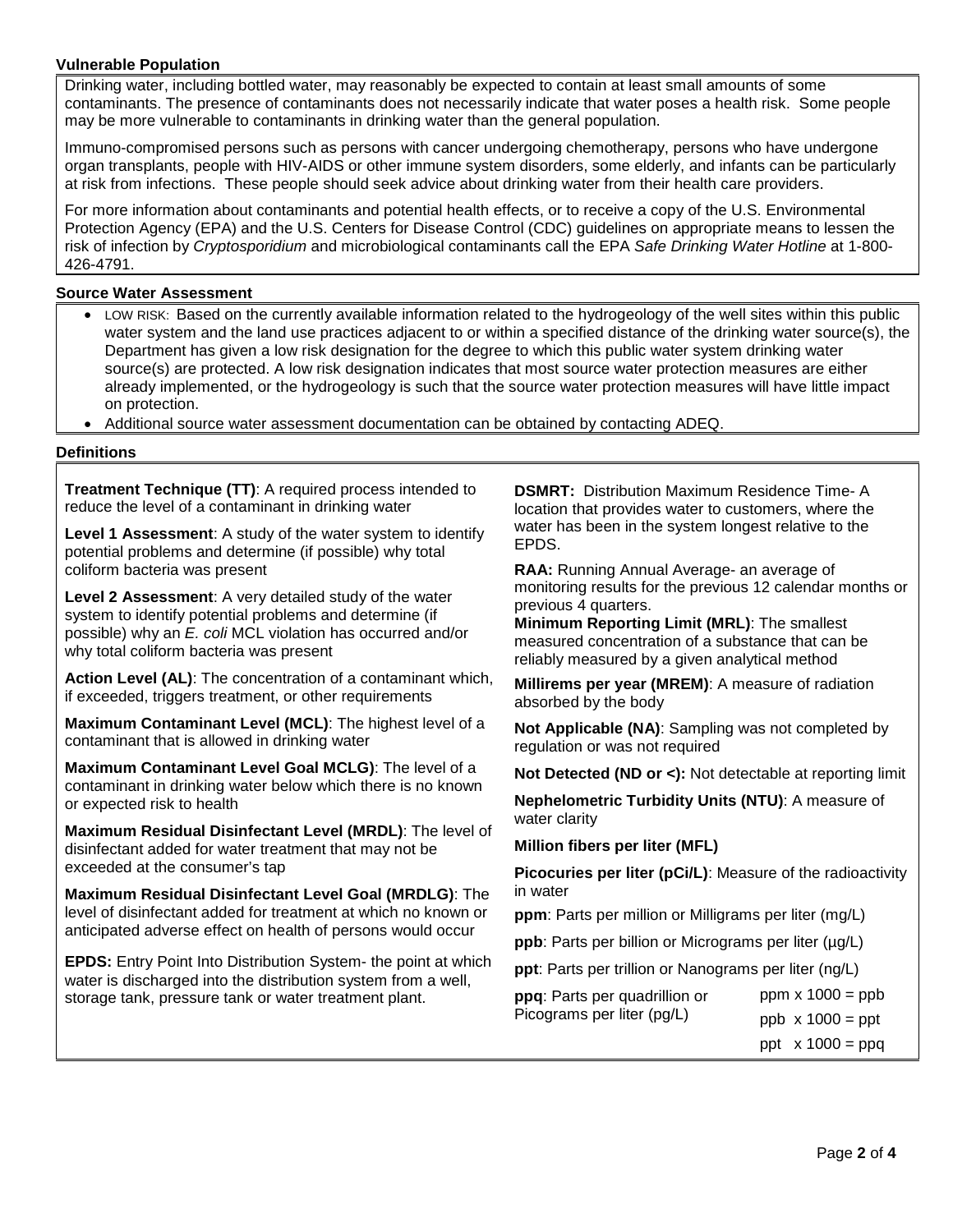## Vulnerable Population

Drinking water, including bottled water, may reasonably be expected to contain at least small amounts of some contaminants. The presence of contaminants does not necessarily indicate that water poses a health risk. Some people may be more vulnerable to contaminants in drinking water than the general population.

Immuno-compromised persons such as persons with cancer undergoing chemotherapy, persons who have undergone organ transplants, people with HIV-AIDS or other immune system disorders, some elderly, and infants can be particularly at risk from infections. These people should seek advice about drinking water from their health care providers.

For more information about contaminants and potential health effects, or to receive a copy of the U.S. Environmental Protection Agency (EPA) and the U.S. Centers for Disease Control (CDC) guidelines on appropriate means to lessen the risk of infection by *Cryptosporidium* and microbiological contaminants call the EPA *Safe Drinking Water Hotline* at 1-800-426-4791.

## Source Water Assessment

- LOW RISK: Based on the currently available information related to the hydrogeology of the well sites within this public water system and the land use practices adjacent to or within a specified distance of the drinking water source(s), the Department has given a low risk designation for the degree to which this public water system drinking water source(s) are protected. A low risk designation indicates that most source water protection measures are either already implemented, or the hydrogeology is such that the source water protection measures will have little impact on protection.
- Additional source water assessment documentation can be obtained by contacting ADEQ.

## Definitions

**Treatment Technique (TT)**: A required process intended to reduce the level of a contaminant in drinking water

**Level 1 Assessment**: A study of the water system to identify potential problems and determine (if possible) why total coliform bacteria was present

**Level 2 Assessment**: A very detailed study of the water system to identify potential problems and determine (if possible) why an *E. coli* MCL violation has occurred and/or why total coliform bacteria was present

**Action Level (AL)**: The concentration of a contaminant which, if exceeded, triggers treatment, or other requirements

**Maximum Contaminant Level (MCL)**: The highest level of a contaminant that is allowed in drinking water

**Maximum Contaminant Level Goal MCLG)**: The level of a contaminant in drinking water below which there is no known or expected risk to health

**Maximum Residual Disinfectant Level (MRDL)**: The level of disinfectant added for water treatment that may not be exceeded at the consumer's tap

**Maximum Residual Disinfectant Level Goal (MRDLG)**: The level of disinfectant added for treatment at which no known or anticipated adverse effect on health of persons would occur

**EPDS:** Entry Point Into Distribution System- the point at which water is discharged into the distribution system from a well, storage tank, pressure tank or water treatment plant.

**DSMRT:** Distribution Maximum Residence Time- A location that provides water to customers, where the water has been in the system longest relative to the EPDS.

**RAA:** Running Annual Average- an average of monitoring results for the previous 12 calendar months or previous 4 quarters.

**Minimum Reporting Limit (MRL)**: The smallest measured concentration of a substance that can be reliably measured by a given analytical method

**Millirems per year (MREM)**: A measure of radiation absorbed by the body

**Not Applicable (NA)**: Sampling was not completed by regulation or was not required

**Not Detected (ND or <):** Not detectable at reporting limit

**Nephelometric Turbidity Units (NTU)**: A measure of water clarity

**Million fibers per liter (MFL)**

**Picocuries per liter (pCi/L)**: Measure of the radioactivity in water

**ppm**: Parts per million or Milligrams per liter (mg/L)

**ppb**: Parts per billion or Micrograms per liter (µg/L)

**ppt**: Parts per trillion or Nanograms per liter (ng/L)

**ppq**: Parts per quadrillion or Picograms per liter (pg/L)

ppm x 1000 = ppb

ppb x 1000 = ppt

ppt x 1000 = ppq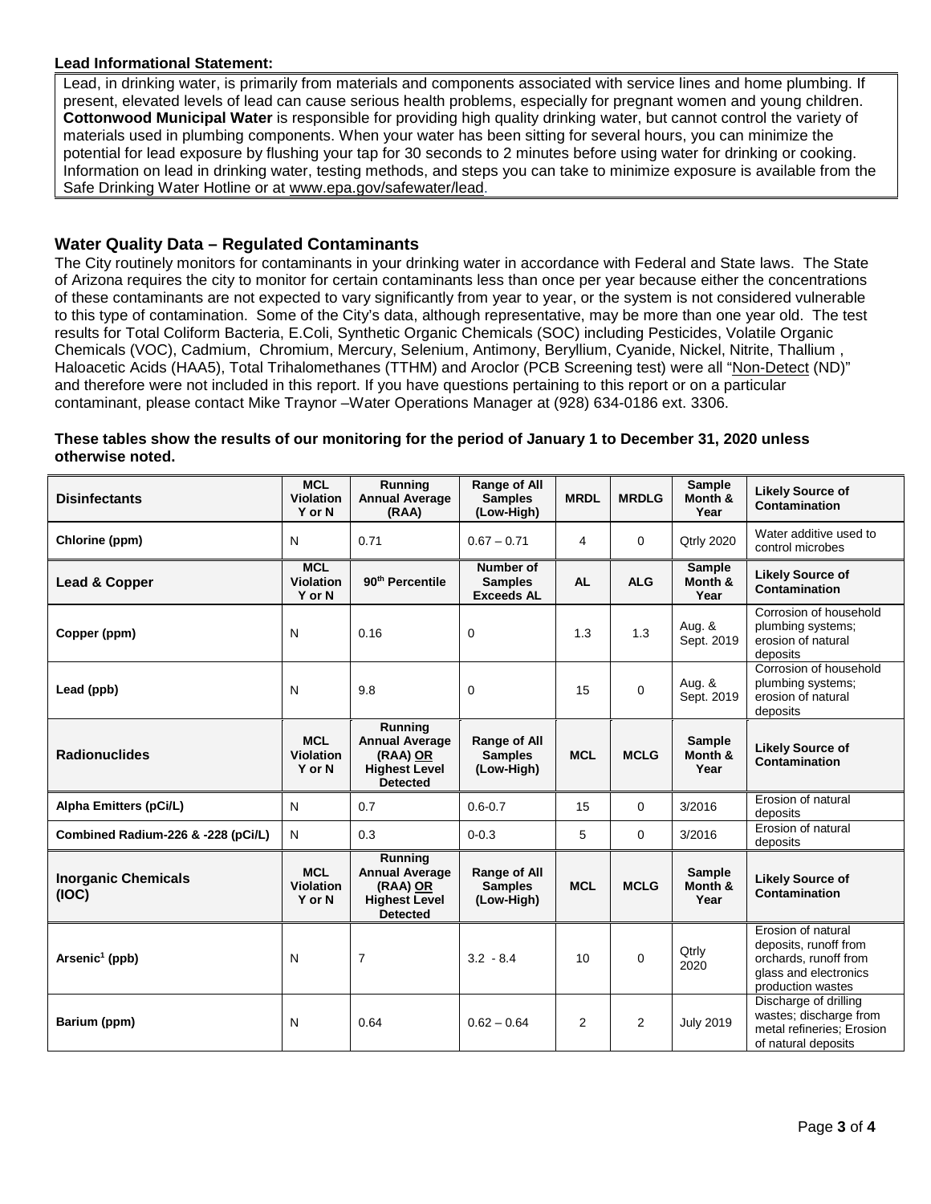**Lead Informational Statement:**

Lead, in drinking water, is primarily from materials and components associated with service lines and home plumbing. If present, elevated levels of lead can cause serious health problems, especially for pregnant women and young children. **Cottonwood Municipal Water** is responsible for providing high quality drinking water, but cannot control the variety of materials used in plumbing components. When your water has been sitting for several hours, you can minimize the potential for lead exposure by flushing your tap for 30 seconds to 2 minutes before using water for drinking or cooking. Information on lead in drinking water, testing methods, and steps you can take to minimize exposure is available from the Safe Drinking Water Hotline or at www.epa.gov/safewater/lead.

## Water Quality Data – Regulated Contaminants

The City routinely monitors for contaminants in your drinking water in accordance with Federal and State laws. The State of Arizona requires the city to monitor for certain contaminants less than once per year because either the concentrations of these contaminants are not expected to vary significantly from year to year, or the system is not considered vulnerable to this type of contamination. Some of the City's data, although representative, may be more than one year old. The test results for Total Coliform Bacteria, E.Coli, Synthetic Organic Chemicals (SOC) including Pesticides, Volatile Organic Chemicals (VOC), Cadmium, Chromium, Mercury, Selenium, Antimony, Beryllium, Cyanide, Nickel, Nitrite, Thallium , Haloacetic Acids (HAA5), Total Trihalomethanes (TTHM) and Aroclor (PCB Screening test) were all "Non-Detect (ND)" and therefore were not included in this report. If you have questions pertaining to this report or on a particular contaminant, please contact Mike Traynor –Water Operations Manager at (928) 634-0186 ext. 3306.

**These tables show the results of our monitoring for the period of January 1 to December 31, 2020 unless otherwise noted.**

| Disinfectants | MCL Violation Y or N | Running Annual Average (RAA) | Range of All Samples (Low-High) | MRDL | MRDLG | Sample Month & Year | Likely Source of Contamination |
|---|---|---|---|---|---|---|---|
| Chlorine (ppm) | N | 0.71 | 0.67 – 0.71 | 4 | 0 | Qtrly 2020 | Water additive used to control microbes |
| **Lead & Copper** | **MCL Violation Y or N** | **90th Percentile** | **Number of Samples Exceeds AL** | **AL** | **ALG** | **Sample Month & Year** | **Likely Source of Contamination** |
| Copper (ppm) | N | 0.16 | 0 | 1.3 | 1.3 | Aug. & Sept. 2019 | Corrosion of household plumbing systems; erosion of natural deposits |
| Lead (ppb) | N | 9.8 | 0 | 15 | 0 | Aug. & Sept. 2019 | Corrosion of household plumbing systems; erosion of natural deposits |
| **Radionuclides** | **MCL Violation Y or N** | **Running Annual Average (RAA) OR Highest Level Detected** | **Range of All Samples (Low-High)** | **MCL** | **MCLG** | **Sample Month & Year** | **Likely Source of Contamination** |
| Alpha Emitters (pCi/L) | N | 0.7 | 0.6-0.7 | 15 | 0 | 3/2016 | Erosion of natural deposits |
| Combined Radium-226 & -228 (pCi/L) | N | 0.3 | 0-0.3 | 5 | 0 | 3/2016 | Erosion of natural deposits |
| **Inorganic Chemicals (IOC)** | **MCL Violation Y or N** | **Running Annual Average (RAA) OR Highest Level Detected** | **Range of All Samples (Low-High)** | **MCL** | **MCLG** | **Sample Month & Year** | **Likely Source of Contamination** |
| Arsenic[1] (ppb) | N | 7 | 3.2 - 8.4 | 10 | 0 | Qtrly 2020 | Erosion of natural deposits, runoff from orchards, runoff from glass and electronics production wastes |
| Barium (ppm) | N | 0.64 | 0.62 – 0.64 | 2 | 2 | July 2019 | Discharge of drilling wastes; discharge from metal refineries; Erosion of natural deposits |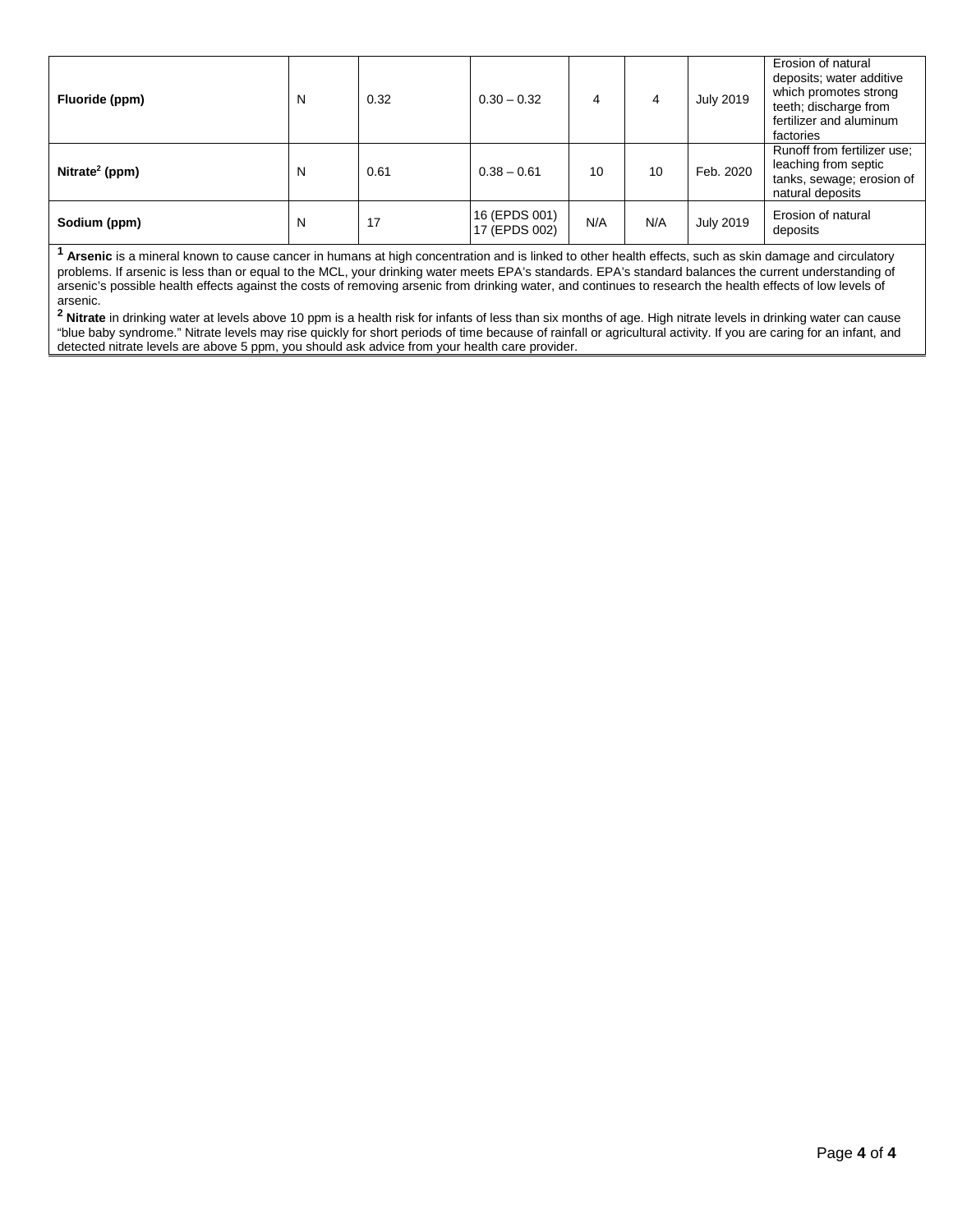| | | | | | | | |
|---|---|---|---|---|---|---|---|
| **Fluoride (ppm)** | N | 0.32 | 0.30 – 0.32 | 4 | 4 | July 2019 | Erosion of natural deposits; water additive which promotes strong teeth; discharge from fertilizer and aluminum factories |
| **Nitrate[2] (ppm)** | N | 0.61 | 0.38 – 0.61 | 10 | 10 | Feb. 2020 | Runoff from fertilizer use; leaching from septic tanks, sewage; erosion of natural deposits |
| **Sodium (ppm)** | N | 17 | 16 (EPDS 001) 17 (EPDS 002) | N/A | N/A | July 2019 | Erosion of natural deposits |

[1] **Arsenic** is a mineral known to cause cancer in humans at high concentration and is linked to other health effects, such as skin damage and circulatory problems. If arsenic is less than or equal to the MCL, your drinking water meets EPA's standards. EPA's standard balances the current understanding of arsenic's possible health effects against the costs of removing arsenic from drinking water, and continues to research the health effects of low levels of arsenic.

[2] **Nitrate** in drinking water at levels above 10 ppm is a health risk for infants of less than six months of age. High nitrate levels in drinking water can cause "blue baby syndrome." Nitrate levels may rise quickly for short periods of time because of rainfall or agricultural activity. If you are caring for an infant, and detected nitrate levels are above 5 ppm, you should ask advice from your health care provider.